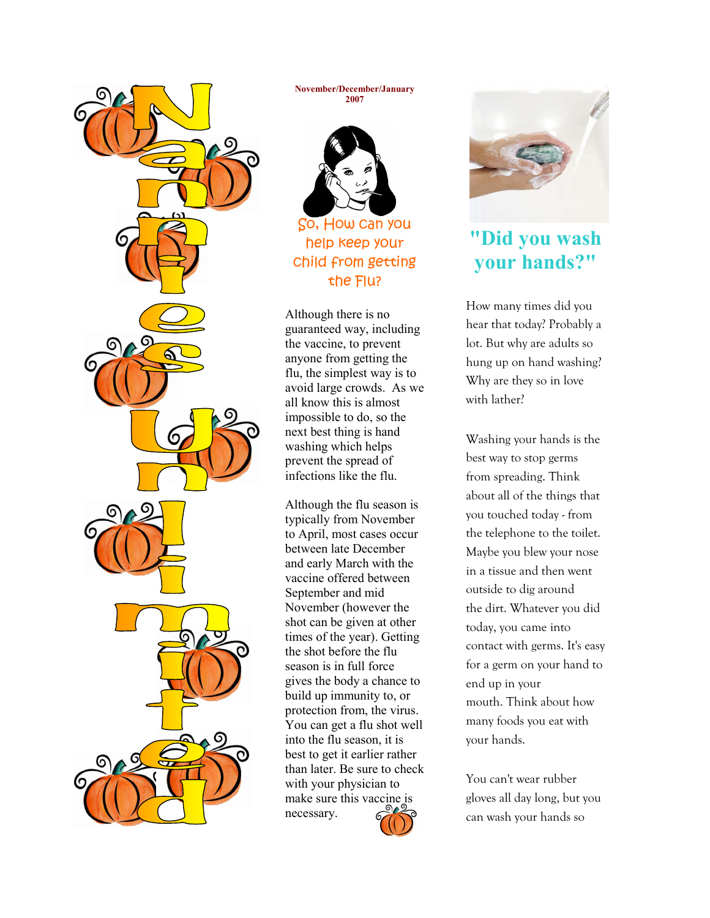# Nannie's Unlimited

November/December/January 2007

## So, How can you help keep your child from getting the Flu?

Although there is no guaranteed way, including the vaccine, to prevent anyone from getting the flu, the simplest way is to avoid large crowds. As we all know this is almost impossible to do, so the next best thing is hand washing which helps prevent the spread of infections like the flu.

Although the flu season is typically from November to April, most cases occur between late December and early March with the vaccine offered between September and mid November (however the shot can be given at other times of the year). Getting the shot before the flu season is in full force gives the body a chance to build up immunity to, or protection from, the virus. You can get a flu shot well into the flu season, it is best to get it earlier rather than later. Be sure to check with your physician to make sure this vaccine is necessary.

## "Did you wash your hands?"

How many times did you hear that today? Probably a lot. But why are adults so hung up on hand washing? Why are they so in love with lather?

Washing your hands is the best way to stop germs from spreading. Think about all of the things that you touched today - from the telephone to the toilet. Maybe you blew your nose in a tissue and then went outside to dig around the dirt. Whatever you did today, you came into contact with germs. It's easy for a germ on your hand to end up in your mouth. Think about how many foods you eat with your hands.

You can't wear rubber gloves all day long, but you can wash your hands so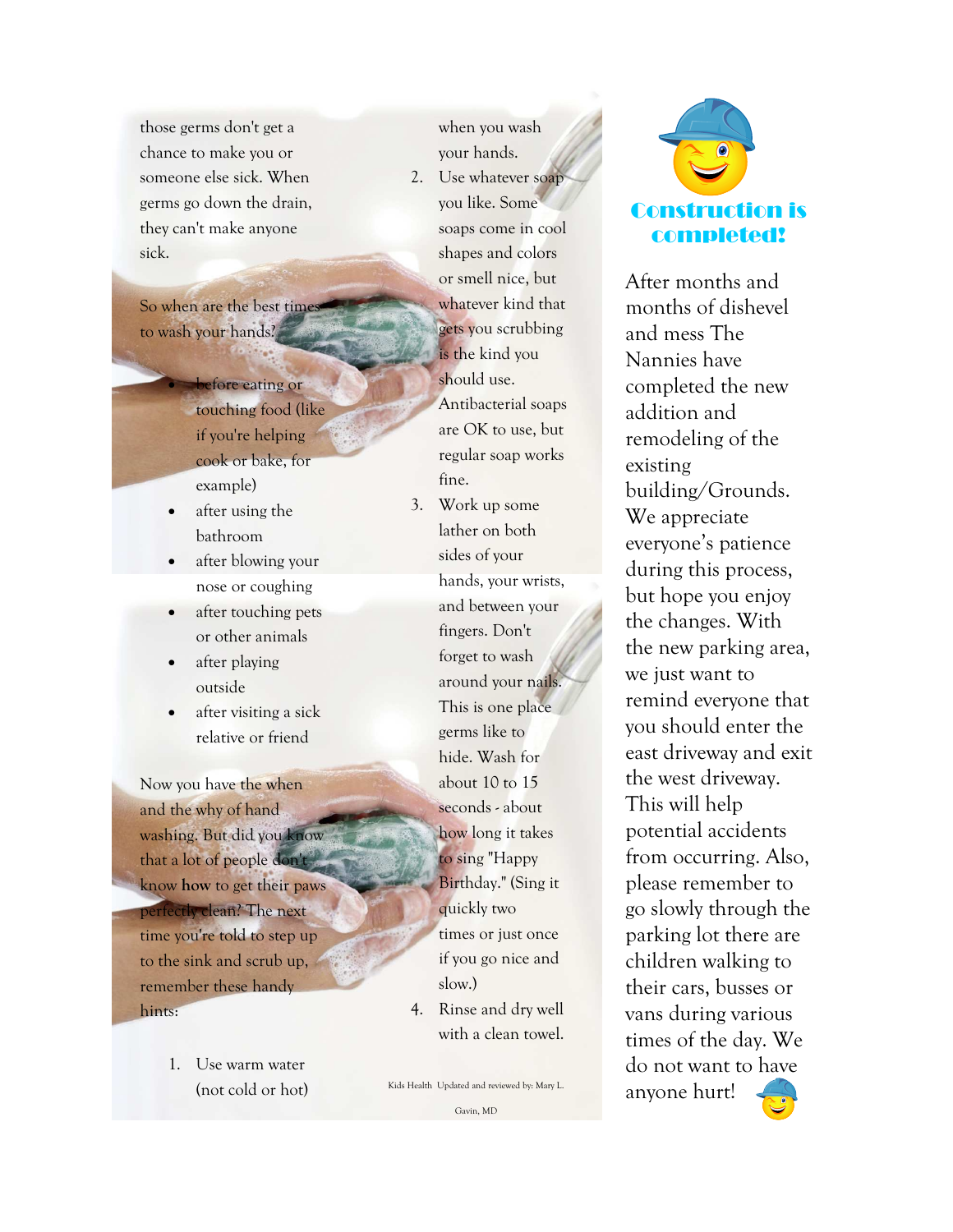those germs don't get a chance to make you or someone else sick. When germs go down the drain, they can't make anyone sick.

So when are the best times to wash your hands?

- before eating or touching food (like if you're helping cook or bake, for example)
- after using the bathroom
- after blowing your nose or coughing
- after touching pets or other animals
- after playing outside
- after visiting a sick relative or friend

Now you have the when and the why of hand washing. But did you know that a lot of people don't know **how** to get their paws perfectly clean? The next time you're told to step up to the sink and scrub up, remember these handy hints:

1. Use warm water (not cold or hot) when you wash your hands.
2. Use whatever soap you like. Some soaps come in cool shapes and colors or smell nice, but whatever kind that gets you scrubbing is the kind you should use. Antibacterial soaps are OK to use, but regular soap works fine.
3. Work up some lather on both sides of your hands, your wrists, and between your fingers. Don't forget to wash around your nails. This is one place germs like to hide. Wash for about 10 to 15 seconds - about how long it takes to sing "Happy Birthday." (Sing it quickly two times or just once if you go nice and slow.)
4. Rinse and dry well with a clean towel.

Kids Health Updated and reviewed by: Mary L. Gavin, MD

## Construction is completed!

After months and months of dishevel and mess The Nannies have completed the new addition and remodeling of the existing building/Grounds. We appreciate everyone's patience during this process, but hope you enjoy the changes. With the new parking area, we just want to remind everyone that you should enter the east driveway and exit the west driveway. This will help potential accidents from occurring. Also, please remember to go slowly through the parking lot there are children walking to their cars, busses or vans during various times of the day. We do not want to have anyone hurt!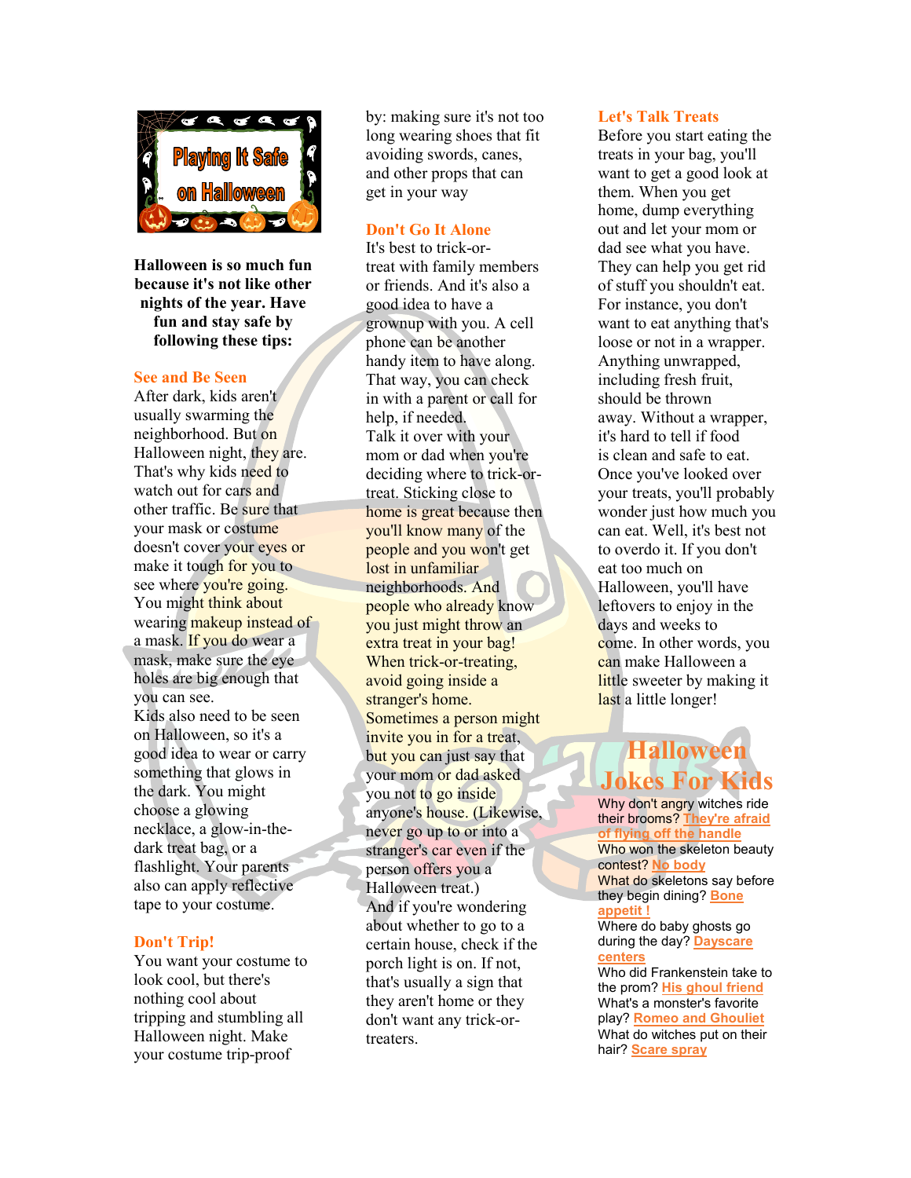# Playing It Safe on Halloween

**Halloween is so much fun because it's not like other nights of the year. Have fun and stay safe by following these tips:**

## See and Be Seen

After dark, kids aren't usually swarming the neighborhood. But on Halloween night, they are. That's why kids need to watch out for cars and other traffic. Be sure that your mask or costume doesn't cover your eyes or make it tough for you to see where you're going. You might think about wearing makeup instead of a mask. If you do wear a mask, make sure the eye holes are big enough that you can see.

Kids also need to be seen on Halloween, so it's a good idea to wear or carry something that glows in the dark. You might choose a glowing necklace, a glow-in-the-dark treat bag, or a flashlight. Your parents also can apply reflective tape to your costume.

## Don't Trip!

You want your costume to look cool, but there's nothing cool about tripping and stumbling all Halloween night. Make your costume trip-proof by: making sure it's not too long wearing shoes that fit avoiding swords, canes, and other props that can get in your way

## Don't Go It Alone

It's best to trick-or-treat with family members or friends. And it's also a good idea to have a grownup with you. A cell phone can be another handy item to have along. That way, you can check in with a parent or call for help, if needed.

Talk it over with your mom or dad when you're deciding where to trick-or-treat. Sticking close to home is great because then you'll know many of the people and you won't get lost in unfamiliar neighborhoods. And people who already know you just might throw an extra treat in your bag!

When trick-or-treating, avoid going inside a stranger's home.

Sometimes a person might invite you in for a treat, but you can just say that your mom or dad asked you not to go inside anyone's house. (Likewise, never go up to or into a stranger's car even if the person offers you a Halloween treat.)

And if you're wondering about whether to go to a certain house, check if the porch light is on. If not, that's usually a sign that they aren't home or they don't want any trick-or-treaters.

## Let's Talk Treats

Before you start eating the treats in your bag, you'll want to get a good look at them. When you get home, dump everything out and let your mom or dad see what you have. They can help you get rid of stuff you shouldn't eat. For instance, you don't want to eat anything that's loose or not in a wrapper. Anything unwrapped, including fresh fruit, should be thrown away. Without a wrapper, it's hard to tell if food is clean and safe to eat.

Once you've looked over your treats, you'll probably wonder just how much you can eat. Well, it's best not to overdo it. If you don't eat too much on Halloween, you'll have leftovers to enjoy in the days and weeks to come. In other words, you can make Halloween a little sweeter by making it last a little longer!

## Halloween Jokes For Kids

Why don't angry witches ride their brooms? They're afraid of flying off the handle

Who won the skeleton beauty contest? No body

What do skeletons say before they begin dining? Bone appetit !

Where do baby ghosts go during the day? Dayscare centers

Who did Frankenstein take to the prom? His ghoul friend

What's a monster's favorite play? Romeo and Ghouliet

What do witches put on their hair? Scare spray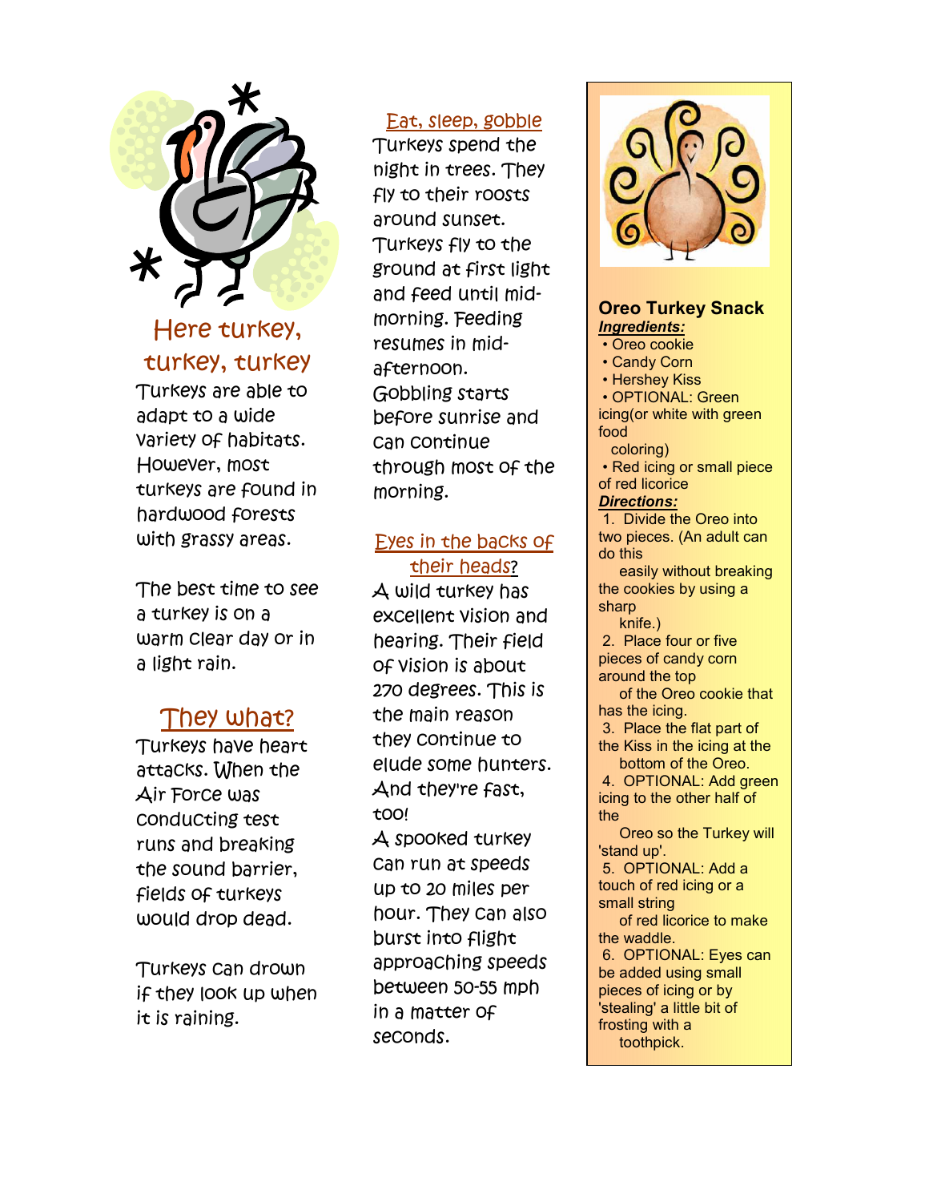## Here turkey, turkey, turkey

Turkeys are able to adapt to a wide variety of habitats. However, most turkeys are found in hardwood forests with grassy areas.

The best time to see a turkey is on a warm clear day or in a light rain.

## They what?

Turkeys have heart attacks. When the Air Force was conducting test runs and breaking the sound barrier, fields of turkeys would drop dead.

Turkeys can drown if they look up when it is raining.

## Eat, sleep, gobble

Turkeys spend the night in trees. They fly to their roosts around sunset. Turkeys fly to the ground at first light and feed until mid-morning. Feeding resumes in mid-afternoon. Gobbling starts before sunrise and can continue through most of the morning.

## Eyes in the backs of their heads?

A wild turkey has excellent vision and hearing. Their field of vision is about 270 degrees. This is the main reason they continue to elude some hunters. And they're fast, too!

A spooked turkey can run at speeds up to 20 miles per hour. They can also burst into flight approaching speeds between 50-55 mph in a matter of seconds.

## Oreo Turkey Snack

***Ingredients:***

- Oreo cookie
- Candy Corn
- Hershey Kiss
- OPTIONAL: Green icing(or white with green food coloring)
- Red icing or small piece of red licorice

***Directions:***

1. Divide the Oreo into two pieces. (An adult can do this easily without breaking the cookies by using a sharp knife.)
2. Place four or five pieces of candy corn around the top of the Oreo cookie that has the icing.
3. Place the flat part of the Kiss in the icing at the bottom of the Oreo.
4. OPTIONAL: Add green icing to the other half of the Oreo so the Turkey will 'stand up'.
5. OPTIONAL: Add a touch of red icing or a small string of red licorice to make the waddle.
6. OPTIONAL: Eyes can be added using small pieces of icing or by 'stealing' a little bit of frosting with a toothpick.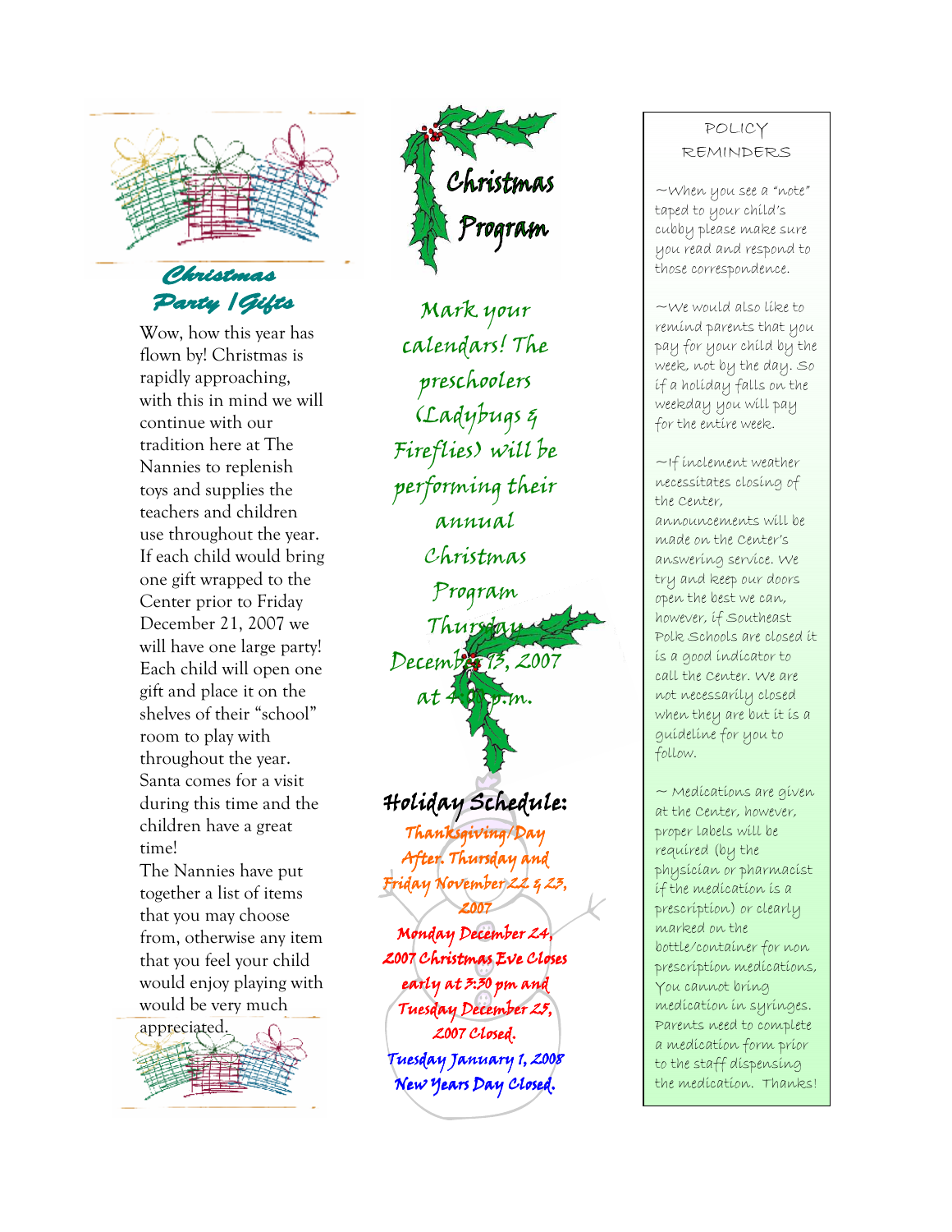## Christmas Party /Gifts

Wow, how this year has flown by! Christmas is rapidly approaching, with this in mind we will continue with our tradition here at The Nannies to replenish toys and supplies the teachers and children use throughout the year. If each child would bring one gift wrapped to the Center prior to Friday December 21, 2007 we will have one large party! Each child will open one gift and place it on the shelves of their "school" room to play with throughout the year. Santa comes for a visit during this time and the children have a great time!

The Nannies have put together a list of items that you may choose from, otherwise any item that you feel your child would enjoy playing with would be very much appreciated.

## Christmas Program

Mark your calendars! The preschoolers (Ladybugs & Fireflies) will be performing their annual Christmas Program Thursday December 13, 2007 at 4:00 p.m.

## Holiday Schedule:

Thanksgiving/Day After. Thursday and Friday November 22 & 23, 2007

Monday December 24, 2007 Christmas Eve Closes early at 3:30 pm and Tuesday December 25, 2007 Closed.

Tuesday January 1, 2008 New Years Day Closed.

## POLICY REMINDERS

~When you see a "note" taped to your child's cubby please make sure you read and respond to those correspondence.

~We would also like to remind parents that you pay for your child by the week, not by the day. So if a holiday falls on the weekday you will pay for the entire week.

~If inclement weather necessitates closing of the Center, announcements will be made on the Center's answering service. We try and keep our doors open the best we can, however, if Southeast Polk Schools are closed it is a good indicator to call the Center. We are not necessarily closed when they are but it is a guideline for you to follow.

~ Medications are given at the Center, however, proper labels will be required (by the physician or pharmacist if the medication is a prescription) or clearly marked on the bottle/container for non prescription medications, You cannot bring medication in syringes. Parents need to complete a medication form prior to the staff dispensing the medication. Thanks!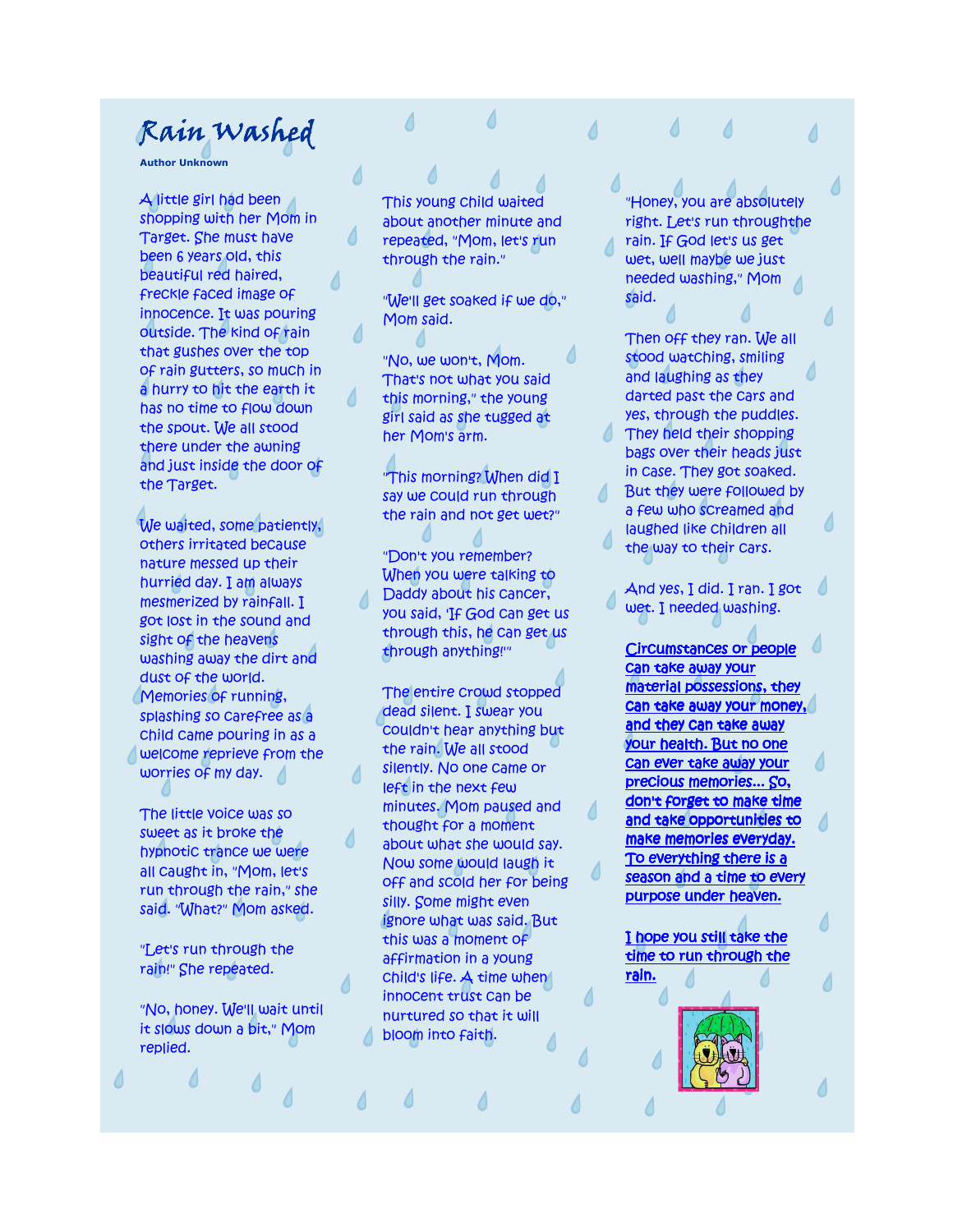# Rain Washed

**Author Unknown**

A little girl had been shopping with her Mom in Target. She must have been 6 years old, this beautiful red haired, freckle faced image of innocence. It was pouring outside. The kind of rain that gushes over the top of rain gutters, so much in a hurry to hit the earth it has no time to flow down the spout. We all stood there under the awning and just inside the door of the Target.

We waited, some patiently, others irritated because nature messed up their hurried day. I am always mesmerized by rainfall. I got lost in the sound and sight of the heavens washing away the dirt and dust of the world. Memories of running, splashing so carefree as a child came pouring in as a welcome reprieve from the worries of my day.

The little voice was so sweet as it broke the hypnotic trance we were all caught in, "Mom, let's run through the rain," she said. "What?" Mom asked.

"Let's run through the rain!" She repeated.

"No, honey. We'll wait until it slows down a bit," Mom replied.

This young child waited about another minute and repeated, "Mom, let's run through the rain."

"We'll get soaked if we do," Mom said.

"No, we won't, Mom. That's not what you said this morning," the young girl said as she tugged at her Mom's arm.

"This morning? When did I say we could run through the rain and not get wet?"

"Don't you remember? When you were talking to Daddy about his cancer, you said, 'If God can get us through this, he can get us through anything!'"

The entire crowd stopped dead silent. I swear you couldn't hear anything but the rain. We all stood silently. No one came or left in the next few minutes. Mom paused and thought for a moment about what she would say. Now some would laugh it off and scold her for being silly. Some might even ignore what was said. But this was a moment of affirmation in a young child's life. A time when innocent trust can be nurtured so that it will bloom into faith.

"Honey, you are absolutely right. Let's run throughthe rain. If God let's us get wet, well maybe we just needed washing," Mom said.

Then off they ran. We all stood watching, smiling and laughing as they darted past the cars and yes, through the puddles. They held their shopping bags over their heads just in case. They got soaked. But they were followed by a few who screamed and laughed like children all the way to their cars.

And yes, I did. I ran. I got wet. I needed washing.

**Circumstances or people can take away your material possessions, they can take away your money, and they can take away your health. But no one can ever take away your precious memories... So, don't forget to make time and take opportunities to make memories everyday. To everything there is a season and a time to every purpose under heaven.**

**I hope you still take the time to run through the rain.**